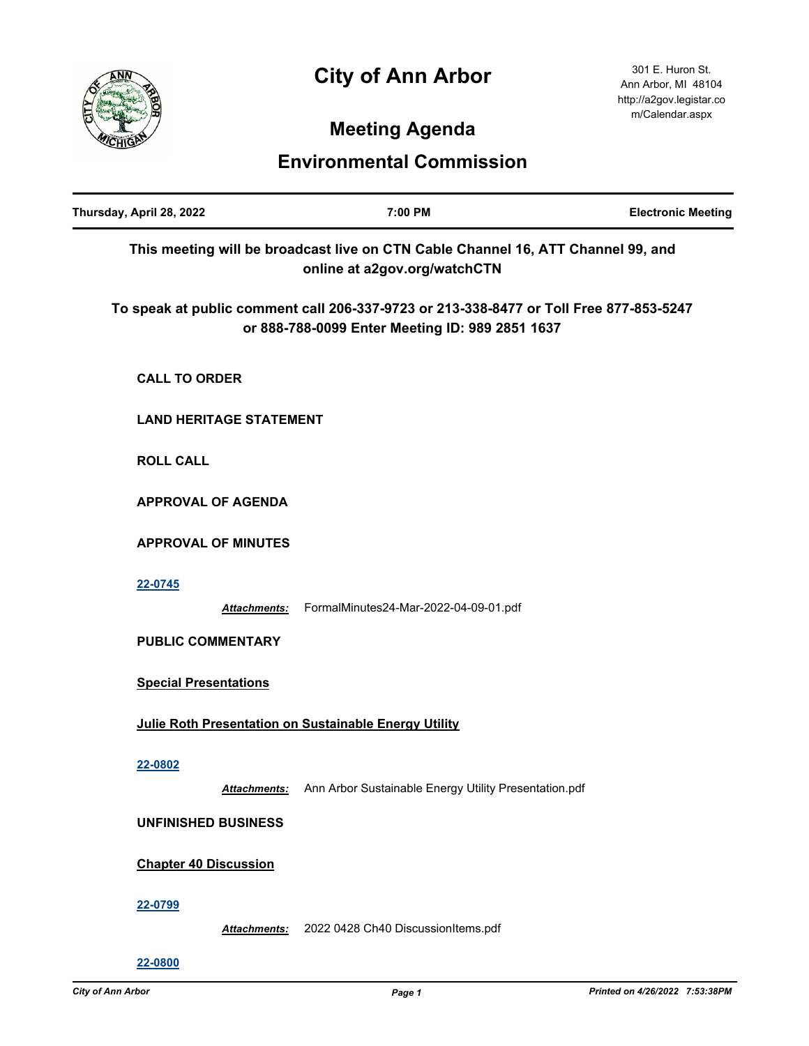# City of Ann Arbor

301 E. Huron St.
Ann Arbor, MI 48104
http://a2gov.legistar.com/Calendar.aspx

## Meeting Agenda

## Environmental Commission

| Thursday, April 28, 2022 | 7:00 PM | Electronic Meeting |
|---|---|---|

**This meeting will be broadcast live on CTN Cable Channel 16, ATT Channel 99, and online at a2gov.org/watchCTN**

**To speak at public comment call 206-337-9723 or 213-338-8477 or Toll Free 877-853-5247 or 888-788-0099 Enter Meeting ID: 989 2851 1637**

**CALL TO ORDER**

**LAND HERITAGE STATEMENT**

**ROLL CALL**

**APPROVAL OF AGENDA**

**APPROVAL OF MINUTES**

**22-0745**

***Attachments:*** FormalMinutes24-Mar-2022-04-09-01.pdf

**PUBLIC COMMENTARY**

**Special Presentations**

**Julie Roth Presentation on Sustainable Energy Utility**

**22-0802**

***Attachments:*** Ann Arbor Sustainable Energy Utility Presentation.pdf

**UNFINISHED BUSINESS**

**Chapter 40 Discussion**

**22-0799**

***Attachments:*** 2022 0428 Ch40 DiscussionItems.pdf

**22-0800**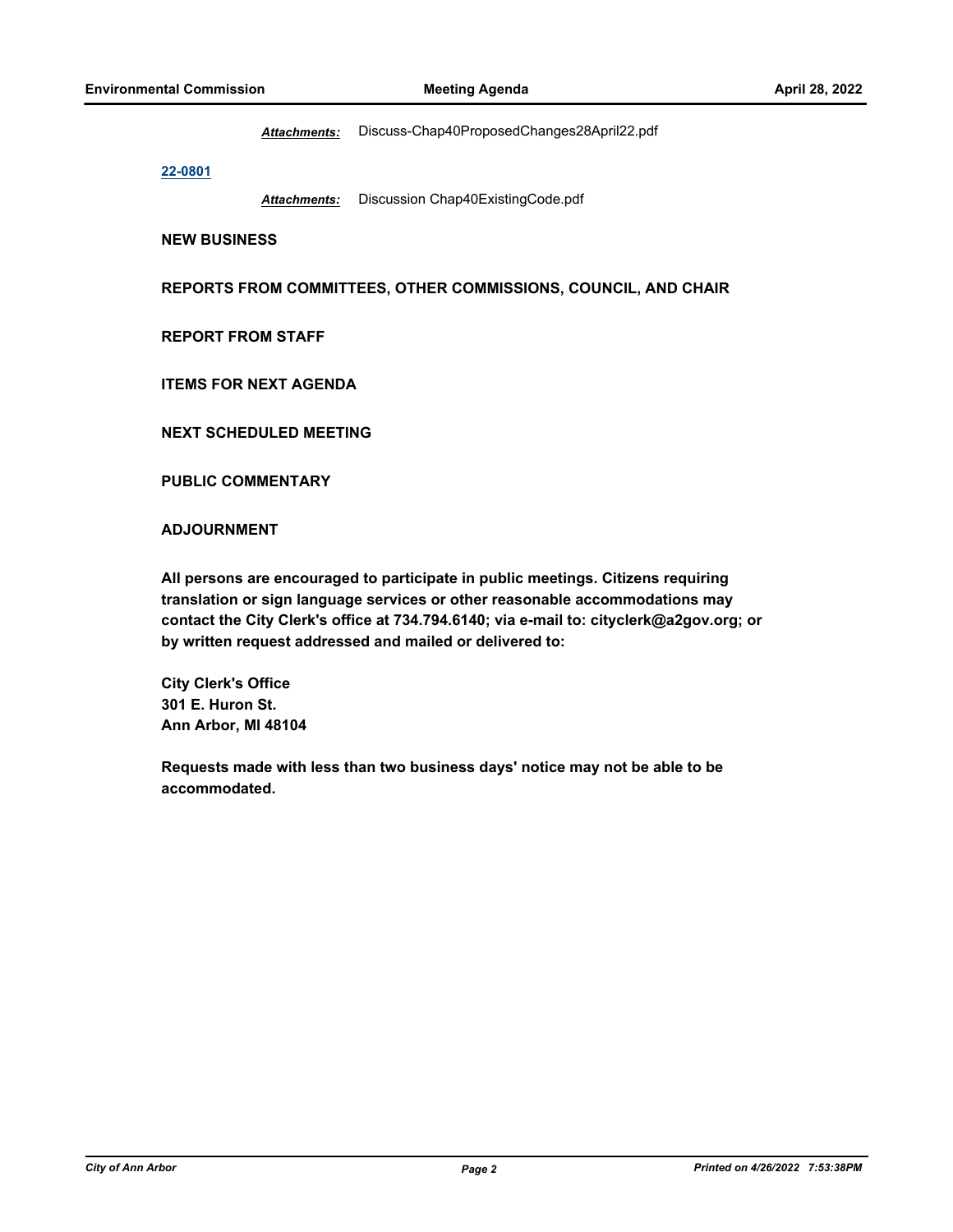*Attachments:* Discuss-Chap40ProposedChanges28April22.pdf

**22-0801**

*Attachments:* Discussion Chap40ExistingCode.pdf

**NEW BUSINESS**

**REPORTS FROM COMMITTEES, OTHER COMMISSIONS, COUNCIL, AND CHAIR**

**REPORT FROM STAFF**

**ITEMS FOR NEXT AGENDA**

**NEXT SCHEDULED MEETING**

**PUBLIC COMMENTARY**

**ADJOURNMENT**

**All persons are encouraged to participate in public meetings. Citizens requiring translation or sign language services or other reasonable accommodations may contact the City Clerk's office at 734.794.6140; via e-mail to: cityclerk@a2gov.org; or by written request addressed and mailed or delivered to:**

**City Clerk's Office**
**301 E. Huron St.**
**Ann Arbor, MI 48104**

**Requests made with less than two business days' notice may not be able to be accommodated.**